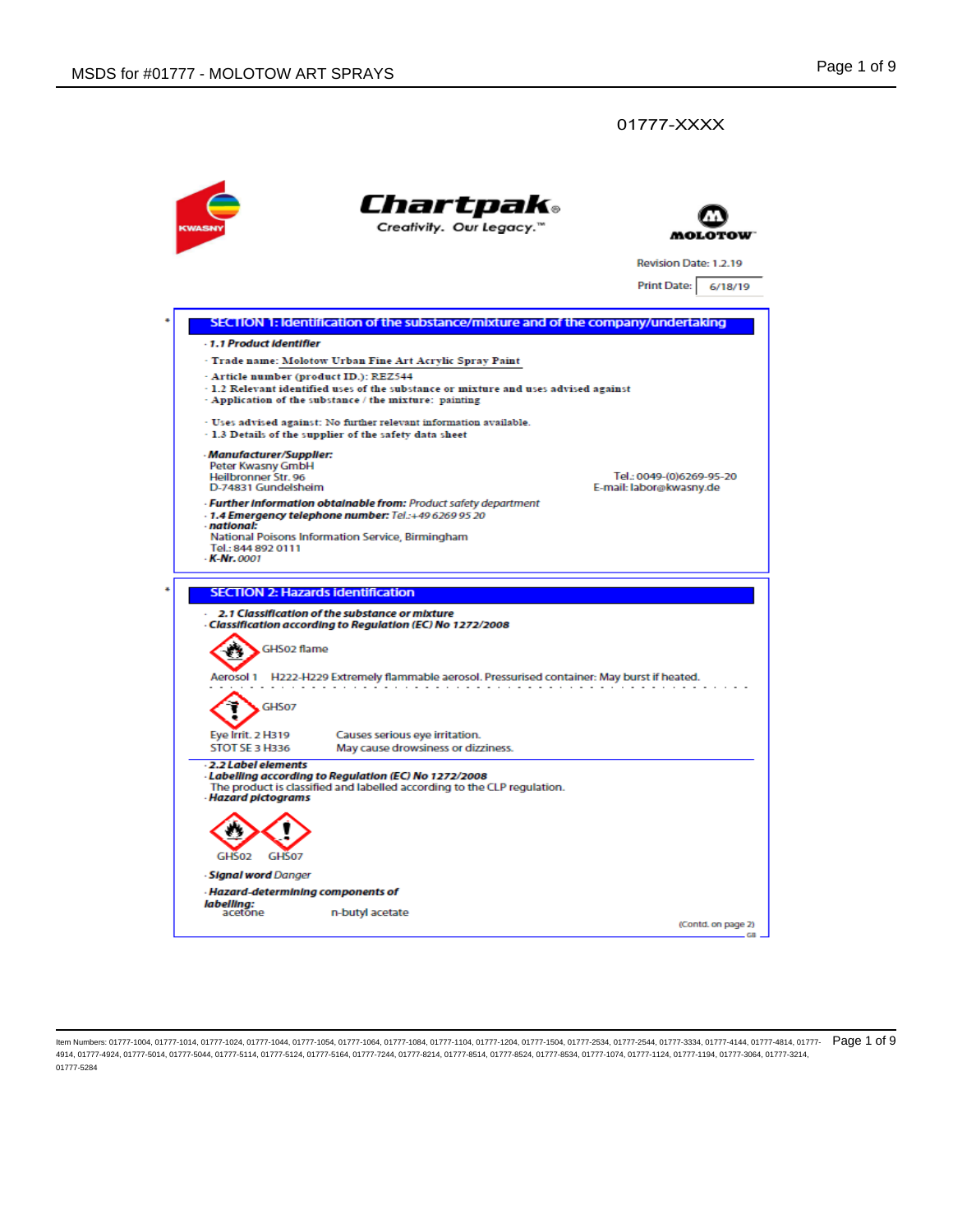01777-XXXX

Chartpak® Creativity. Our Legacy.™

MOLOTOW™

Revision Date: 1.2.19

Print Date: 6/18/19

## SECTION 1: Identification of the substance/mixture and of the company/undertaking

- **1.1 Product identifier**
- Trade name: Molotow Urban Fine Art Acrylic Spray Paint
- Article number (product ID.): REZ544
- 1.2 Relevant identified uses of the substance or mixture and uses advised against
- Application of the substance / the mixture: painting
- Uses advised against: No further relevant information available.
- 1.3 Details of the supplier of the safety data sheet
- ***Manufacturer/Supplier:***

  Peter Kwasny GmbH
  Heilbronner Str. 96
  D-74831 Gundelsheim

  Tel.: 0049-(0)6269-95-20
  E-mail: labor@kwasny.de

- ***Further information obtainable from:*** *Product safety department*
- ***1.4 Emergency telephone number:*** *Tel.:+49 6269 95 20*
- ***national:***

  National Poisons Information Service, Birmingham
  Tel.: 844 892 0111

- ***K-Nr.*** *0001*

## SECTION 2: Hazards identification

- ***2.1 Classification of the substance or mixture***
- ***Classification according to Regulation (EC) No 1272/2008***

GHS02 flame

Aerosol 1 H222-H229 Extremely flammable aerosol. Pressurised container: May burst if heated.

GHS07

| | |
|---|---|
| Eye Irrit. 2 H319 | Causes serious eye irritation. |
| STOT SE 3 H336 | May cause drowsiness or dizziness. |

- ***2.2 Label elements***
- ***Labelling according to Regulation (EC) No 1272/2008***

  The product is classified and labelled according to the CLP regulation.

- ***Hazard pictograms***

GHS02 GHS07

- ***Signal word*** *Danger*
- ***Hazard-determining components of labelling:***

  acetone n-butyl acetate

(Contd. on page 2)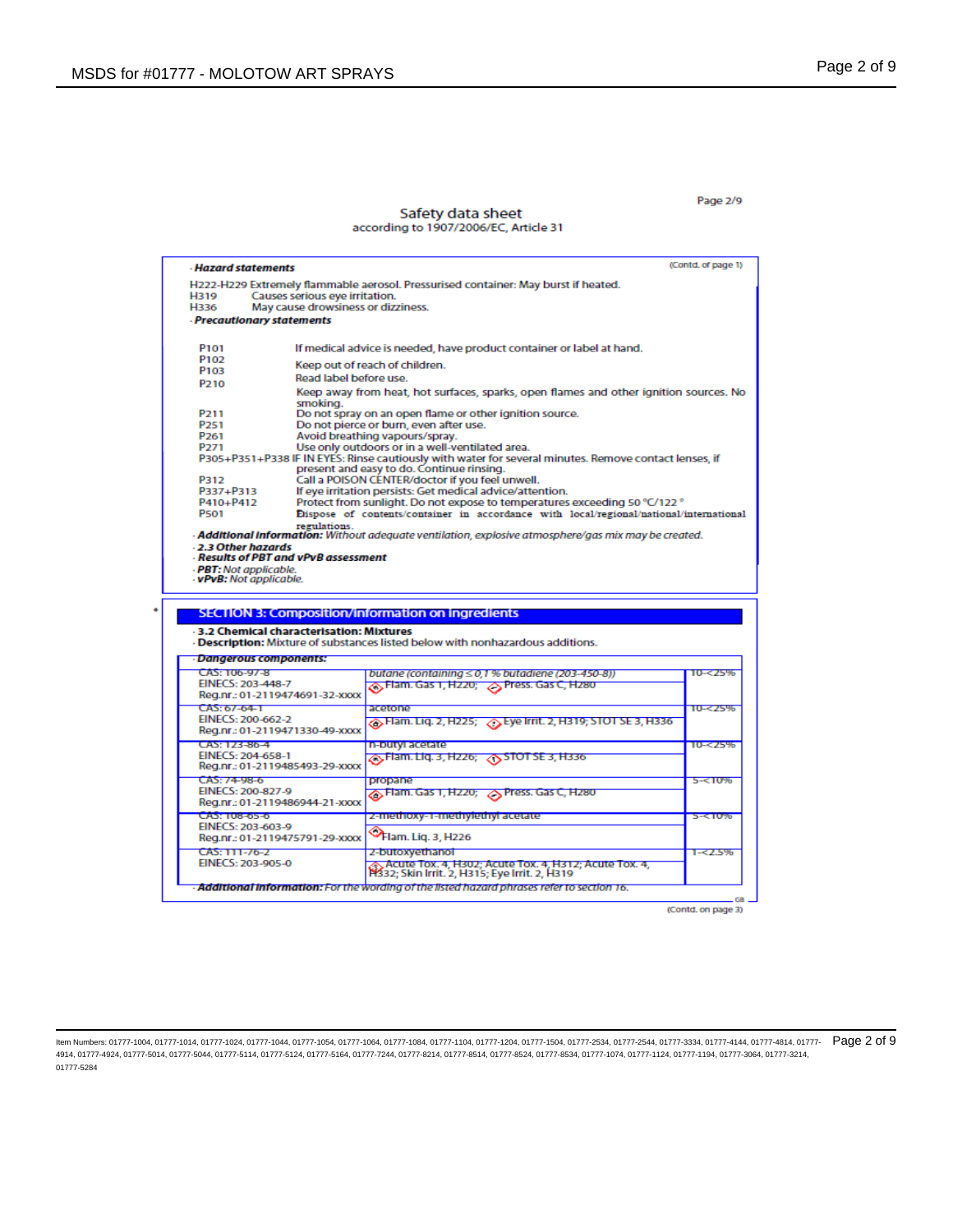Safety data sheet
according to 1907/2006/EC, Article 31

· **Hazard statements** (Contd. of page 1)

H222-H229 Extremely flammable aerosol. Pressurised container: May burst if heated.
H319 Causes serious eye irritation.
H336 May cause drowsiness or dizziness.

· **Precautionary statements**

| | |
|---|---|
| P101 | If medical advice is needed, have product container or label at hand. |
| P102 | Keep out of reach of children. |
| P103 | Read label before use. |
| P210 | Keep away from heat, hot surfaces, sparks, open flames and other ignition sources. No smoking. |
| P211 | Do not spray on an open flame or other ignition source. |
| P251 | Do not pierce or burn, even after use. |
| P261 | Avoid breathing vapours/spray. |
| P271 | Use only outdoors or in a well-ventilated area. |
| P305+P351+P338 | IF IN EYES: Rinse cautiously with water for several minutes. Remove contact lenses, if present and easy to do. Continue rinsing. |
| P312 | Call a POISON CENTER/doctor if you feel unwell. |
| P337+P313 | If eye irritation persists: Get medical advice/attention. |
| P410+P412 | Protect from sunlight. Do not expose to temperatures exceeding 50 °C/122 °F. |
| P501 | Dispose of contents/container in accordance with local/regional/national/international regulations. |

· **Additional information:** *Without adequate ventilation, explosive atmosphere/gas mix may be created.*

· **2.3 Other hazards**

· **Results of PBT and vPvB assessment**

· **PBT:** *Not applicable.*

· **vPvB:** *Not applicable.*

## SECTION 3: Composition/information on ingredients

· **3.2 Chemical characterisation: Mixtures**

· **Description:** Mixture of substances listed below with nonhazardous additions.

· **Dangerous components:**

| Identifiers | Substance / Classification | Concentration |
|---|---|---|
| CAS: 106-97-8<br>EINECS: 203-448-7<br>Reg.nr.: 01-2119474691-32-xxxx | *butane (containing ≤ 0,1 % butadiene (203-450-8))*<br>Flam. Gas 1, H220; Press. Gas C, H280 | 10-<25% |
| CAS: 67-64-1<br>EINECS: 200-662-2<br>Reg.nr.: 01-2119471330-49-xxxx | acetone<br>Flam. Liq. 2, H225; Eye Irrit. 2, H319; STOT SE 3, H336 | 10-<25% |
| CAS: 123-86-4<br>EINECS: 204-658-1<br>Reg.nr.: 01-2119485493-29-xxxx | n-butyl acetate<br>Flam. Liq. 3, H226; STOT SE 3, H336 | 10-<25% |
| CAS: 74-98-6<br>EINECS: 200-827-9<br>Reg.nr.: 01-2119486944-21-xxxx | propane<br>Flam. Gas 1, H220; Press. Gas C, H280 | 5-<10% |
| CAS: 108-65-6<br>EINECS: 203-603-9<br>Reg.nr.: 01-2119475791-29-xxxx | 2-methoxy-1-methylethyl acetate<br>Flam. Liq. 3, H226 | 5-<10% |
| CAS: 111-76-2<br>EINECS: 203-905-0 | 2-butoxyethanol<br>Acute Tox. 4, H302; Acute Tox. 4, H312; Acute Tox. 4, H332; Skin Irrit. 2, H315; Eye Irrit. 2, H319 | 1-<2.5% |

· **Additional information:** *For the wording of the listed hazard phrases refer to section 16.*

(Contd. on page 3)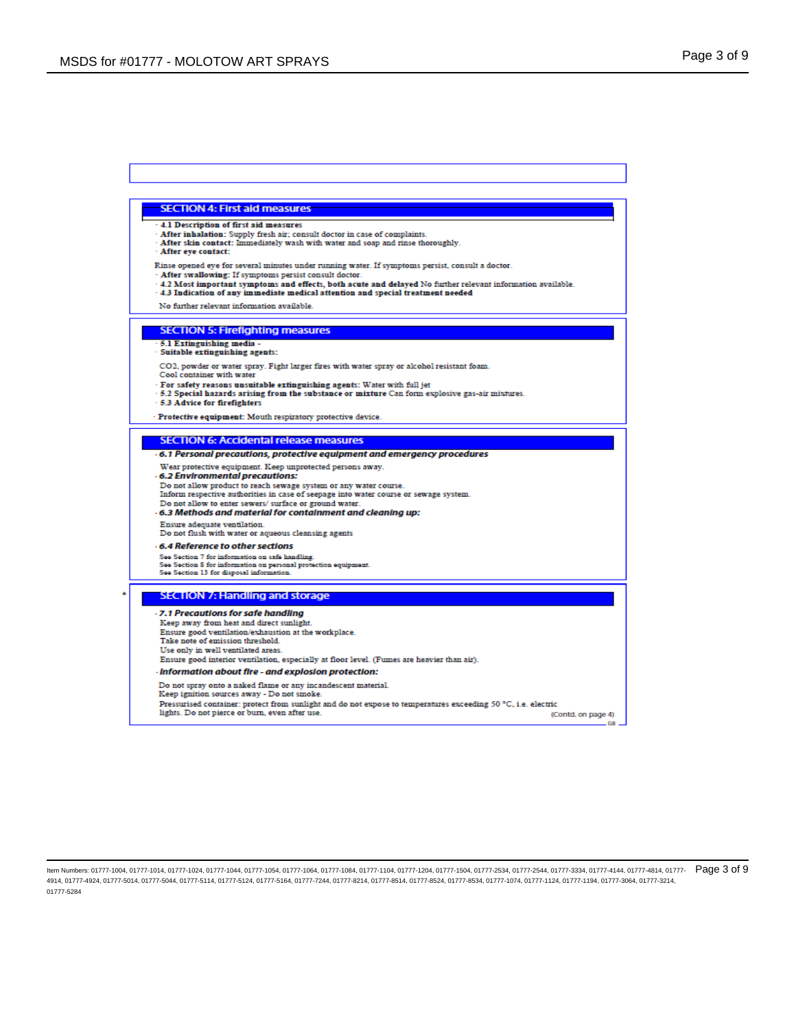## SECTION 4: First aid measures

- **4.1 Description of first aid measures**
- **After inhalation:** Supply fresh air; consult doctor in case of complaints.
- **After skin contact:** Immediately wash with water and soap and rinse thoroughly.
- **After eye contact:**

Rinse opened eye for several minutes under running water. If symptoms persist, consult a doctor.

- **After swallowing:** If symptoms persist consult doctor.
- **4.2 Most important symptoms and effects, both acute and delayed** No further relevant information available.
- **4.3 Indication of any immediate medical attention and special treatment needed**

No further relevant information available.

## SECTION 5: Firefighting measures

- **5.1 Extinguishing media** -
- **Suitable extinguishing agents:**

$CO_2$, powder or water spray. Fight larger fires with water spray or alcohol resistant foam.
Cool container with water

- **For safety reasons unsuitable extinguishing agents:** Water with full jet
- **5.2 Special hazards arising from the substance or mixture** Can form explosive gas-air mixtures.
- **5.3 Advice for firefighters**
- **Protective equipment:** Mouth respiratory protective device.

## SECTION 6: Accidental release measures

- ***6.1 Personal precautions, protective equipment and emergency procedures***

Wear protective equipment. Keep unprotected persons away.

- ***6.2 Environmental precautions:***

Do not allow product to reach sewage system or any water course.
Inform respective authorities in case of seepage into water course or sewage system.
Do not allow to enter sewers/ surface or ground water.

- ***6.3 Methods and material for containment and cleaning up:***

Ensure adequate ventilation.
Do not flush with water or aqueous cleansing agents

- ***6.4 Reference to other sections***

See Section 7 for information on safe handling.
See Section 8 for information on personal protection equipment.
See Section 13 for disposal information.

## * SECTION 7: Handling and storage

- ***7.1 Precautions for safe handling***

Keep away from heat and direct sunlight.
Ensure good ventilation/exhaustion at the workplace.
Take note of emission threshold.
Use only in well ventilated areas.
Ensure good interior ventilation, especially at floor level. (Fumes are heavier than air).

- ***Information about fire - and explosion protection:***

Do not spray onto a naked flame or any incandescent material.
Keep ignition sources away - Do not smoke.
Pressurised container: protect from sunlight and do not expose to temperatures exceeding 50 °C, i.e. electric lights. Do not pierce or burn, even after use.

(Contd. on page 4)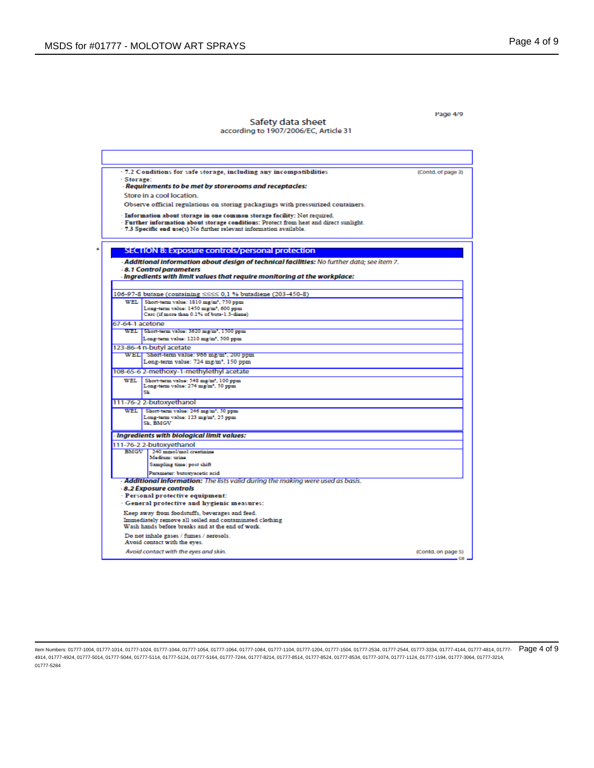Safety data sheet
according to 1907/2006/EC, Article 31

· 7.2 Conditions for safe storage, including any incompatibilities (Contd. of page 3)

· Storage:

· ***Requirements to be met by storerooms and receptacles:***

Store in a cool location.

Observe official regulations on storing packagings with pressurized containers.

· **Information about storage in one common storage facility:** Not required.

· **Further information about storage conditions:** Protect from heat and direct sunlight.

· **7.3 Specific end use(s)** No further relevant information available.

## SECTION 8: Exposure controls/personal protection

· ***Additional information about design of technical facilities:*** *No further data; see item 7.*

· ***8.1 Control parameters***

· ***Ingredients with limit values that require monitoring at the workplace:***

| | |
|---|---|
| **106-97-8 butane (containing ≤≤≤≤ 0,1 % butadiene (203-450-8)** | |
| WEL | Short-term value: 1810 mg/m³, 750 ppm<br>Long-term value: 1450 mg/m³, 600 ppm<br>Carc (if more than 0.1% of buta-1.3-diene) |
| **67-64-1 acetone** | |
| WEL | Short-term value: 3620 mg/m³, 1500 ppm<br>Long-term value: 1210 mg/m³, 500 ppm |
| **123-86-4 n-butyl acetate** | |
| WEL | Short-term value: 966 mg/m³, 200 ppm<br>Long-term value: 724 mg/m³, 150 ppm |
| **108-65-6 2-methoxy-1-methylethyl acetate** | |
| WEL | Short-term value: 548 mg/m³, 100 ppm<br>Long-term value: 274 mg/m³, 50 ppm<br>Sk |
| **111-76-2 2-butoxyethanol** | |
| WEL | Short-term value: 246 mg/m³, 50 ppm<br>Long-term value: 123 mg/m³, 25 ppm<br>Sk, BMGV |

· ***Ingredients with biological limit values:***

| | |
|---|---|
| **111-76-2 2-butoxyethanol** | |
| BMGV | 240 mmol/mol creatinine<br>Medium: urine<br>Sampling time: post shift<br>Parameter: butoxyacetic acid |

· ***Additional information:*** *The lists valid during the making were used as basis.*

· ***8.2 Exposure controls***

· **Personal protective equipment:**

· **General protective and hygienic measures:**

Keep away from foodstuffs, beverages and feed.
Immediately remove all soiled and contaminated clothing
Wash hands before breaks and at the end of work.

Do not inhale gases / fumes / aerosols.
Avoid contact with the eyes.

*Avoid contact with the eyes and skin.*

(Contd. on page 5)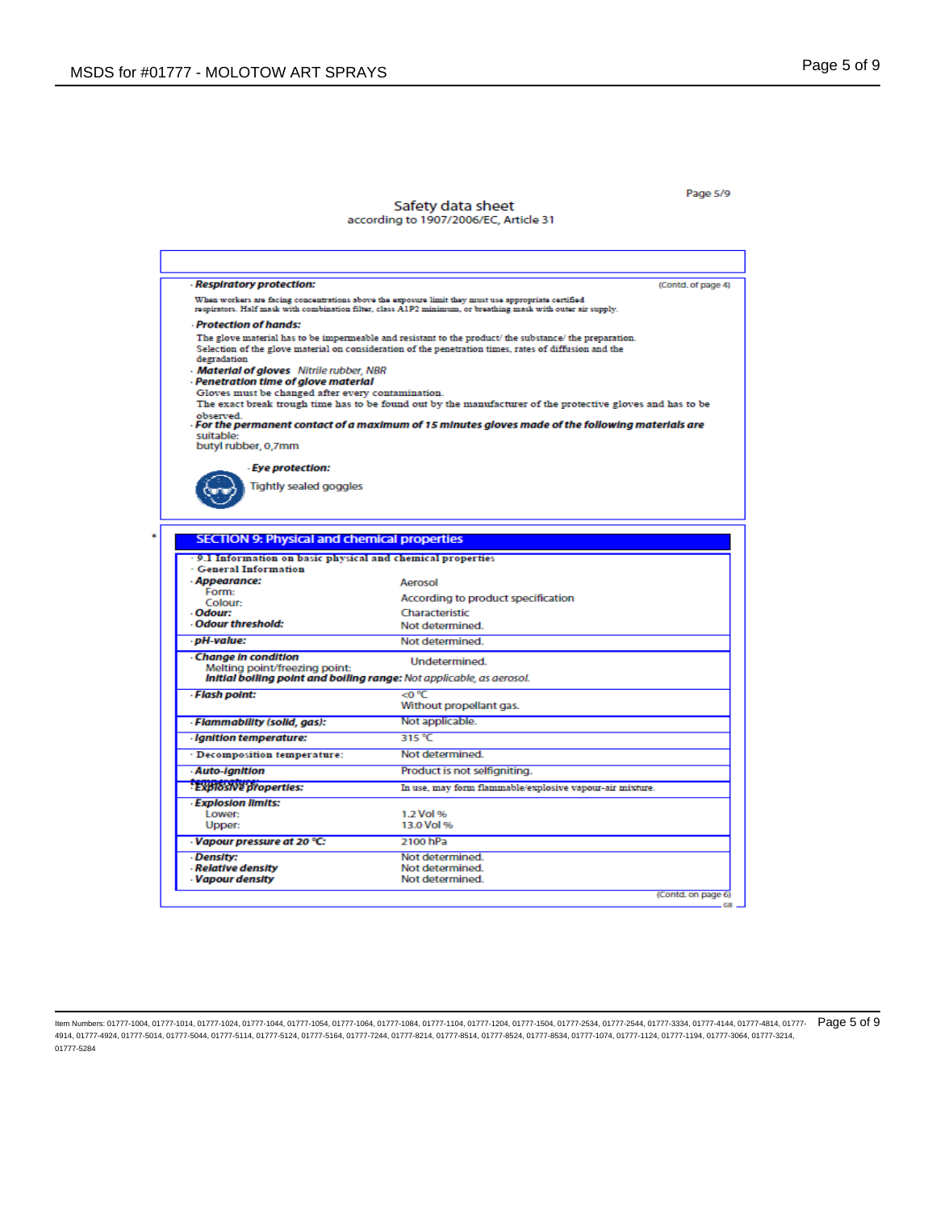Safety data sheet
according to 1907/2006/EC, Article 31

· **Respiratory protection:**

(Contd. of page 4)

When workers are facing concentrations above the exposure limit they must use appropriate certified respirators. Half mask with combination filter, class A1P2 minimum, or breathing mask with outer air supply.

· **Protection of hands:**

The glove material has to be impermeable and resistant to the product/ the substance/ the preparation.
Selection of the glove material on consideration of the penetration times, rates of diffusion and the degradation

· **Material of gloves** *Nitrile rubber, NBR*

· **Penetration time of glove material**

Gloves must be changed after every contamination.
The exact break trough time has to be found out by the manufacturer of the protective gloves and has to be observed.

· **For the permanent contact of a maximum of 15 minutes gloves made of the following materials are** suitable:
butyl rubber, 0,7mm

· **Eye protection:**

Tightly sealed goggles

## SECTION 9: Physical and chemical properties

· **9.1 Information on basic physical and chemical properties**

· **General Information**

| Property | Value |
|---|---|
| · **Appearance:** | |
| Form: | Aerosol |
| Colour: | According to product specification |
| · **Odour:** | Characteristic |
| · **Odour threshold:** | Not determined. |
| · **pH-value:** | Not determined. |
| · **Change in condition** | |
| Melting point/freezing point: | Undetermined. |
| **Initial boiling point and boiling range:** | *Not applicable, as aerosol.* |
| · **Flash point:** | <0 °C Without propellant gas. |
| · **Flammability (solid, gas):** | Not applicable. |
| · **Ignition temperature:** | 315 °C |
| · **Decomposition temperature:** | Not determined. |
| · **Auto-ignition temperature:** | Product is not selfigniting. |
| · **Explosive properties:** | In use, may form flammable/explosive vapour-air mixture. |
| · **Explosion limits:** | |
| Lower: | 1.2 Vol % |
| Upper: | 13.0 Vol % |
| · **Vapour pressure at 20 °C:** | 2100 hPa |
| · **Density:** | Not determined. |
| · **Relative density** | Not determined. |
| · **Vapour density** | Not determined. |

(Contd. on page 6)

GB

Item Numbers: 01777-1004, 01777-1014, 01777-1024, 01777-1044, 01777-1054, 01777-1064, 01777-1084, 01777-1104, 01777-1204, 01777-1504, 01777-2534, 01777-2544, 01777-3334, 01777-4144, 01777-4814, 01777-4914, 01777-4924, 01777-5014, 01777-5044, 01777-5114, 01777-5124, 01777-5164, 01777-7244, 01777-8214, 01777-8514, 01777-8524, 01777-8534, 01777-1074, 01777-1124, 01777-1194, 01777-3064, 01777-3214, 01777-5284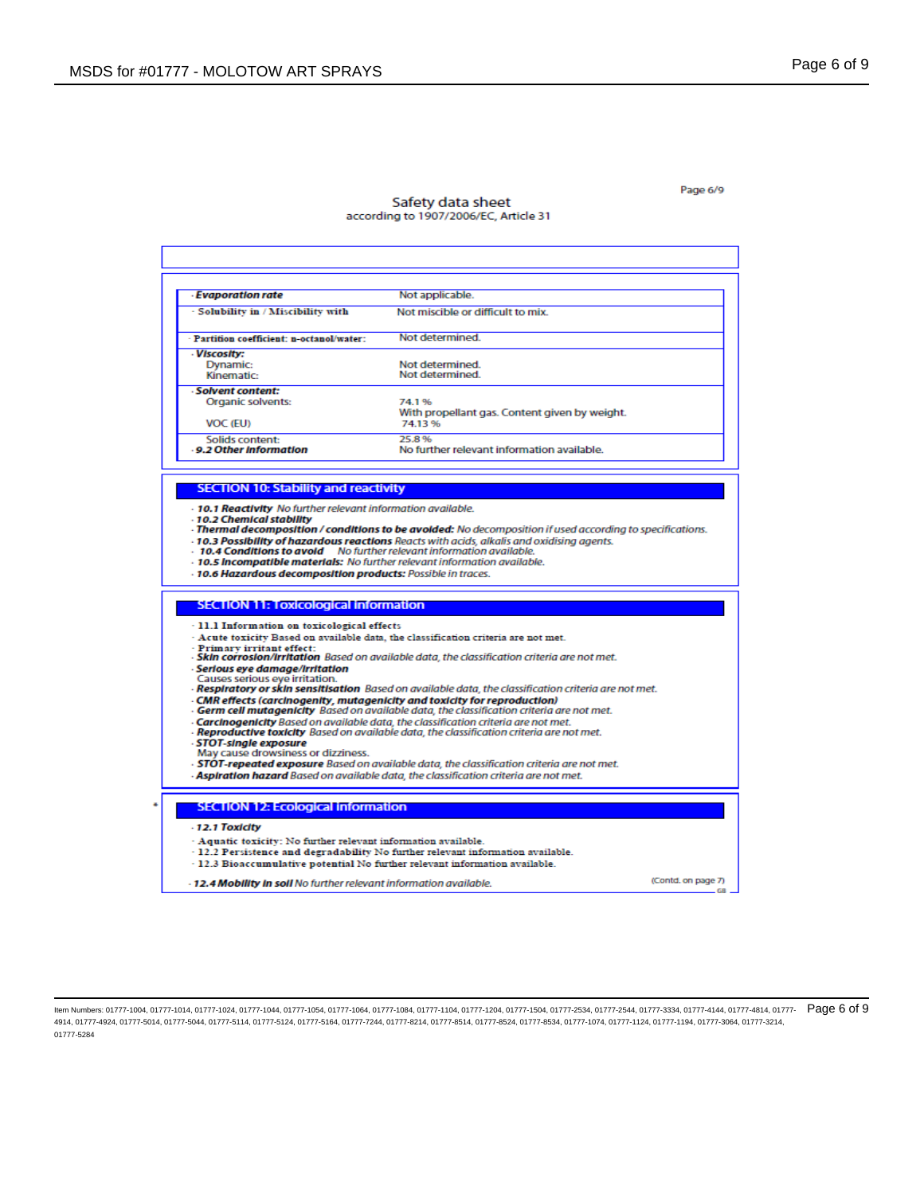Safety data sheet
according to 1907/2006/EC, Article 31

| | |
|---|---|
| · ***Evaporation rate*** | Not applicable. |
| · Solubility in / Miscibility with | Not miscible or difficult to mix. |
| · Partition coefficient: n-octanol/water: | Not determined. |
| · ***Viscosity:*** Dynamic: Kinematic: | Not determined. Not determined. |
| · ***Solvent content:*** Organic solvents: VOC (EU) | 74.1 % With propellant gas. Content given by weight. 74.13 % |
| Solids content: | 25.8 % |
| · ***9.2 Other information*** | No further relevant information available. |

## SECTION 10: Stability and reactivity

- · ***10.1 Reactivity*** *No further relevant information available.*
- · ***10.2 Chemical stability***
- · ***Thermal decomposition / conditions to be avoided:*** *No decomposition if used according to specifications.*
- · ***10.3 Possibility of hazardous reactions*** *Reacts with acids, alkalis and oxidising agents.*
- · ***10.4 Conditions to avoid*** *No further relevant information available.*
- · ***10.5 Incompatible materials:*** *No further relevant information available.*
- · ***10.6 Hazardous decomposition products:*** *Possible in traces.*

## SECTION 11: Toxicological information

- · **11.1 Information on toxicological effects**
- · **Acute toxicity** Based on available data, the classification criteria are not met.
- · **Primary irritant effect:**
- · ***Skin corrosion/irritation*** *Based on available data, the classification criteria are not met.*
- · ***Serious eye damage/irritation***
  Causes serious eye irritation.
- · ***Respiratory or skin sensitisation*** *Based on available data, the classification criteria are not met.*
- · ***CMR effects (carcinogenity, mutagenicity and toxicity for reproduction)***
- · ***Germ cell mutagenicity*** *Based on available data, the classification criteria are not met.*
- · ***Carcinogenicity*** *Based on available data, the classification criteria are not met.*
- · ***Reproductive toxicity*** *Based on available data, the classification criteria are not met.*
- · ***STOT-single exposure***
  May cause drowsiness or dizziness.
- · ***STOT-repeated exposure*** *Based on available data, the classification criteria are not met.*
- · ***Aspiration hazard*** *Based on available data, the classification criteria are not met.*

## SECTION 12: Ecological information

- · ***12.1 Toxicity***
- · **Aquatic toxicity:** No further relevant information available.
- · **12.2 Persistence and degradability** No further relevant information available.
- · **12.3 Bioaccumulative potential** No further relevant information available.
- · ***12.4 Mobility in soil*** *No further relevant information available.*

(Contd. on page 7)

Item Numbers: 01777-1004, 01777-1014, 01777-1024, 01777-1044, 01777-1054, 01777-1064, 01777-1084, 01777-1104, 01777-1204, 01777-1504, 01777-2534, 01777-2544, 01777-3334, 01777-4144, 01777-4814, 01777-4914, 01777-4924, 01777-5014, 01777-5044, 01777-5114, 01777-5124, 01777-5164, 01777-7244, 01777-8214, 01777-8514, 01777-8524, 01777-8534, 01777-1074, 01777-1124, 01777-1194, 01777-3064, 01777-3214, 01777-5284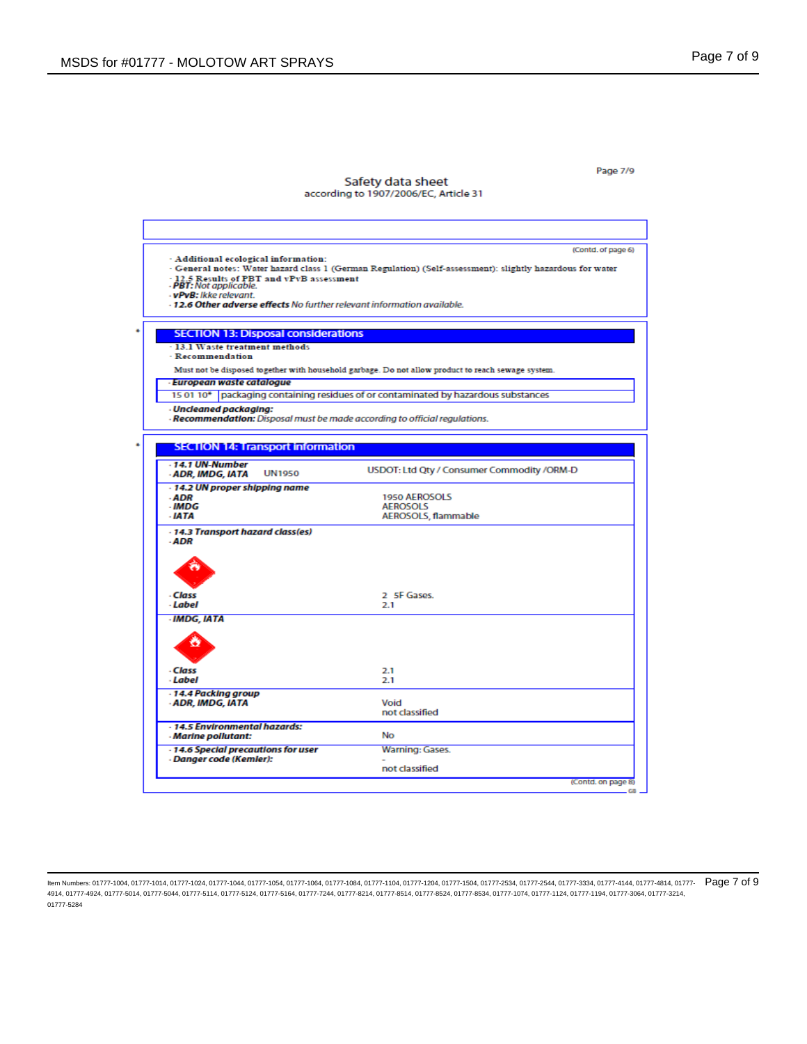Safety data sheet
according to 1907/2006/EC, Article 31

(Contd. of page 6)

- Additional ecological information:
- General notes: Water hazard class 1 (German Regulation) (Self-assessment): slightly hazardous for water
- 12.5 Results of PBT and vPvB assessment
- **PBT:** *Not applicable.*
- **vPvB:** *Ikke relevant.*
- **12.6 Other adverse effects** *No further relevant information available.*

## SECTION 13: Disposal considerations

- 13.1 Waste treatment methods
- Recommendation

Must not be disposed together with household garbage. Do not allow product to reach sewage system.

| · European waste catalogue | |
|---|---|
| 15 01 10* | packaging containing residues of or contaminated by hazardous substances |

- **Uncleaned packaging:**
- **Recommendation:** *Disposal must be made according to official regulations.*

## SECTION 14: Transport information

| | |
|---|---|
| · **14.1 UN-Number** | |
| · **ADR, IMDG, IATA** UN1950 | USDOT: Ltd Qty / Consumer Commodity /ORM-D |
| · **14.2 UN proper shipping name** | |
| · **ADR** | 1950 AEROSOLS |
| · **IMDG** | AEROSOLS |
| · **IATA** | AEROSOLS, flammable |
| · **14.3 Transport hazard class(es)** | |
| · **ADR** | |
| · **Class** | 2 5F Gases. |
| · **Label** | 2.1 |
| · **IMDG, IATA** | |
| · **Class** | 2.1 |
| · **Label** | 2.1 |
| · **14.4 Packing group** | |
| · **ADR, IMDG, IATA** | Void |
| | not classified |
| · **14.5 Environmental hazards:** | |
| · **Marine pollutant:** | No |
| · **14.6 Special precautions for user** | Warning: Gases. |
| · **Danger code (Kemler):** | - |
| | not classified |

(Contd. on page 8)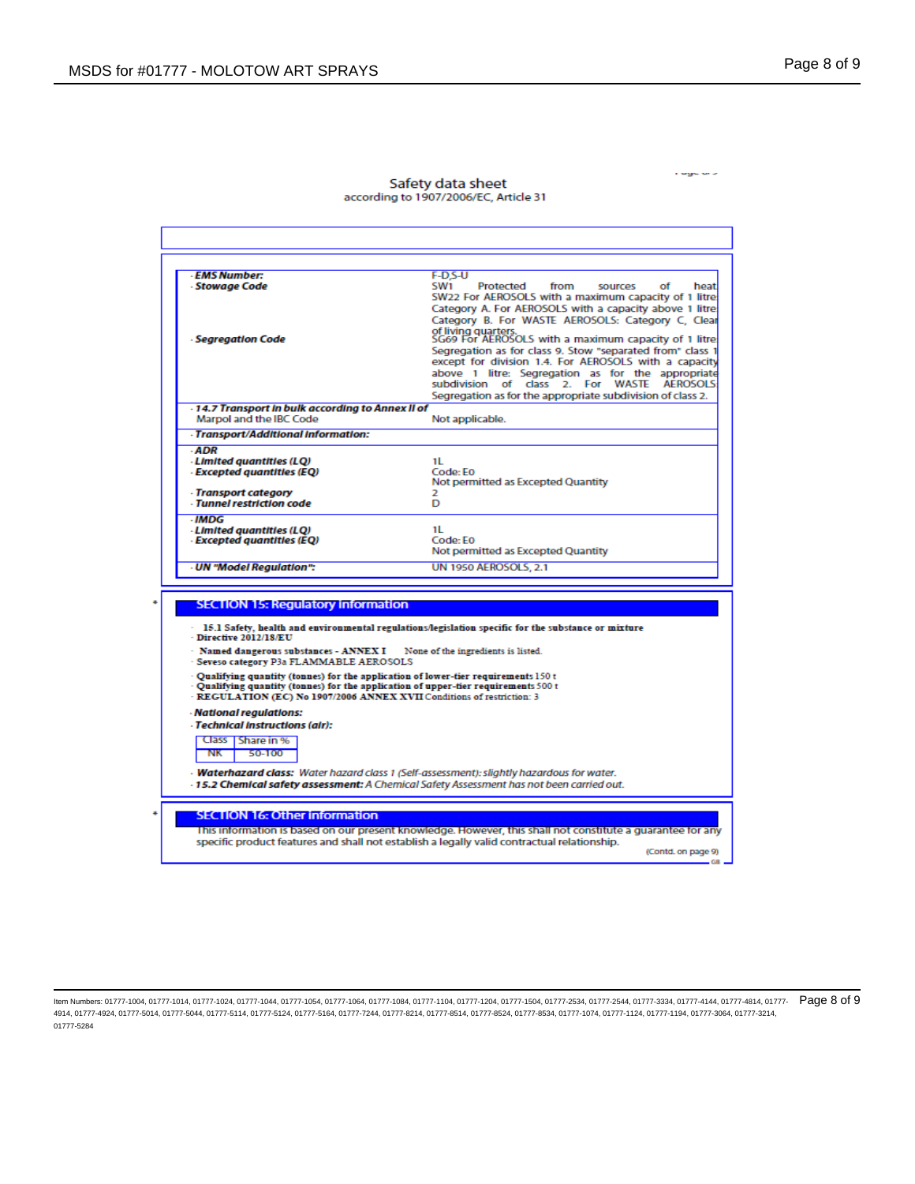Safety data sheet
according to 1907/2006/EC, Article 31

| | |
|---|---|
| · **EMS Number:** | F-D,S-U |
| · **Stowage Code** | SW1 Protected from sources of heat SW22 For AEROSOLS with a maximum capacity of 1 litre Category A. For AEROSOLS with a capacity above 1 litre Category B. For WASTE AEROSOLS: Category C, Clear of living quarters. |
| · **Segregation Code** | SG69 For AEROSOLS with a maximum capacity of 1 litre Segregation as for class 9. Stow "separated from" class 1 except for division 1.4. For AEROSOLS with a capacity above 1 litre: Segregation as for the appropriate subdivision of class 2. For WASTE AEROSOLS Segregation as for the appropriate subdivision of class 2. |
| · **14.7 Transport in bulk according to Annex II of** Marpol and the IBC Code | Not applicable. |
| · **Transport/Additional information:** | |
| · **ADR** | |
| · **Limited quantities (LQ)** | 1L |
| · **Excepted quantities (EQ)** | Code: E0<br>Not permitted as Excepted Quantity |
| · **Transport category** | 2 |
| · **Tunnel restriction code** | D |
| · **IMDG** | |
| · **Limited quantities (LQ)** | 1L |
| · **Excepted quantities (EQ)** | Code: E0<br>Not permitted as Excepted Quantity |
| · **UN "Model Regulation":** | UN 1950 AEROSOLS, 2.1 |

## SECTION 15: Regulatory information

· **15.1 Safety, health and environmental regulations/legislation specific for the substance or mixture**
· **Directive 2012/18/EU**
· **Named dangerous substances - ANNEX I** None of the ingredients is listed.
· **Seveso category** P3a FLAMMABLE AEROSOLS
· **Qualifying quantity (tonnes) for the application of lower-tier requirements** 150 t
· **Qualifying quantity (tonnes) for the application of upper-tier requirements** 500 t
· **REGULATION (EC) No 1907/2006 ANNEX XVII** Conditions of restriction: 3

· **National regulations:**
· **Technical instructions (air):**

| Class | Share in % |
|---|---|
| NK | 50-100 |

· **Waterhazard class:** *Water hazard class 1 (Self-assessment): slightly hazardous for water.*
· **15.2 Chemical safety assessment:** *A Chemical Safety Assessment has not been carried out.*

## SECTION 16: Other information

This information is based on our present knowledge. However, this shall not constitute a guarantee for any specific product features and shall not establish a legally valid contractual relationship.

(Contd. on page 9)

Item Numbers: 01777-1004, 01777-1014, 01777-1024, 01777-1044, 01777-1054, 01777-1064, 01777-1084, 01777-1104, 01777-1204, 01777-1504, 01777-2534, 01777-2544, 01777-3334, 01777-4144, 01777-4814, 01777-4914, 01777-4924, 01777-5014, 01777-5044, 01777-5114, 01777-5124, 01777-5164, 01777-7244, 01777-8214, 01777-8514, 01777-8524, 01777-8534, 01777-1074, 01777-1124, 01777-1194, 01777-3064, 01777-3214, 01777-5284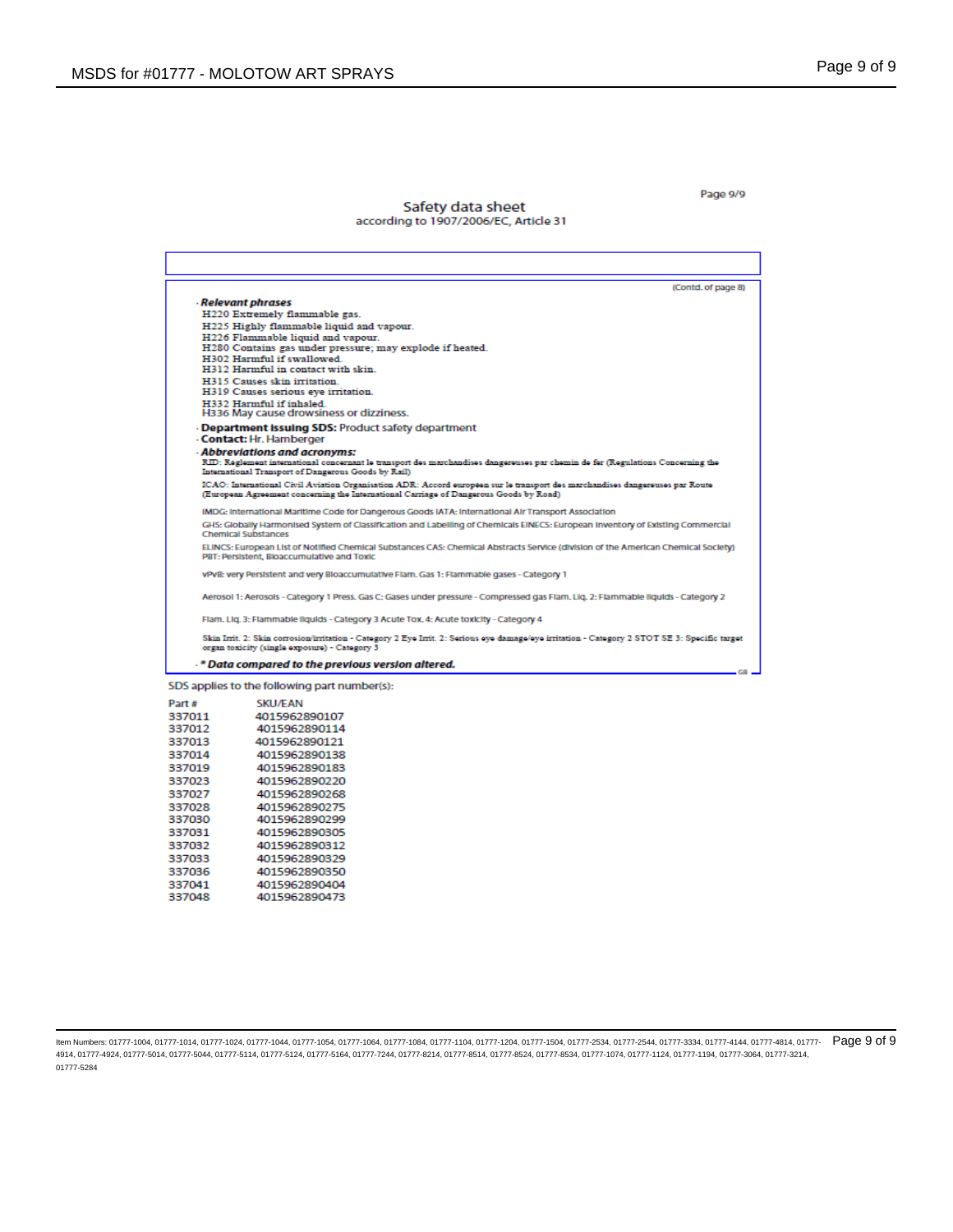Safety data sheet
according to 1907/2006/EC, Article 31

(Contd. of page 8)

· ***Relevant phrases***
H220 Extremely flammable gas.
H225 Highly flammable liquid and vapour.
H226 Flammable liquid and vapour.
H280 Contains gas under pressure; may explode if heated.
H302 Harmful if swallowed.
H312 Harmful in contact with skin.
H315 Causes skin irritation.
H319 Causes serious eye irritation.
H332 Harmful if inhaled.
H336 May cause drowsiness or dizziness.

· **Department issuing SDS:** Product safety department
· **Contact:** Hr. Hamberger
· ***Abbreviations and acronyms:***
RID: Règlement international concernant le transport des marchandises dangereuses par chemin de fer (Regulations Concerning the International Transport of Dangerous Goods by Rail)
ICAO: International Civil Aviation Organisation ADR: Accord européen sur le transport des marchandises dangereuses par Route (European Agreement concerning the International Carriage of Dangerous Goods by Road)
IMDG: International Maritime Code for Dangerous Goods IATA: International Air Transport Association
GHS: Globally Harmonised System of Classification and Labelling of Chemicals EINECS: European Inventory of Existing Commercial Chemical Substances
ELINCS: European List of Notified Chemical Substances CAS: Chemical Abstracts Service (division of the American Chemical Society)
PBT: Persistent, Bioaccumulative and Toxic
vPvB: very Persistent and very Bioaccumulative Flam. Gas 1: Flammable gases - Category 1
Aerosol 1: Aerosols - Category 1 Press. Gas C: Gases under pressure - Compressed gas Flam. Liq. 2: Flammable liquids - Category 2
Flam. Liq. 3: Flammable liquids - Category 3 Acute Tox. 4: Acute toxicity - Category 4
Skin Irrit. 2: Skin corrosion/irritation - Category 2 Eye Irrit. 2: Serious eye damage/eye irritation - Category 2 STOT SE 3: Specific target organ toxicity (single exposure) - Category 3

· ***\* Data compared to the previous version altered.***

GB

SDS applies to the following part number(s):

| Part # | SKU/EAN |
|---|---|
| 337011 | 4015962890107 |
| 337012 | 4015962890114 |
| 337013 | 4015962890121 |
| 337014 | 4015962890138 |
| 337019 | 4015962890183 |
| 337023 | 4015962890220 |
| 337027 | 4015962890268 |
| 337028 | 4015962890275 |
| 337030 | 4015962890299 |
| 337031 | 4015962890305 |
| 337032 | 4015962890312 |
| 337033 | 4015962890329 |
| 337036 | 4015962890350 |
| 337041 | 4015962890404 |
| 337048 | 4015962890473 |

Item Numbers: 01777-1004, 01777-1014, 01777-1024, 01777-1044, 01777-1054, 01777-1064, 01777-1084, 01777-1104, 01777-1204, 01777-1504, 01777-2534, 01777-2544, 01777-3334, 01777-4144, 01777-4814, 01777-4914, 01777-4924, 01777-5014, 01777-5044, 01777-5114, 01777-5124, 01777-5164, 01777-7244, 01777-8214, 01777-8514, 01777-8524, 01777-8534, 01777-1074, 01777-1124, 01777-1194, 01777-3064, 01777-3214, 01777-5284